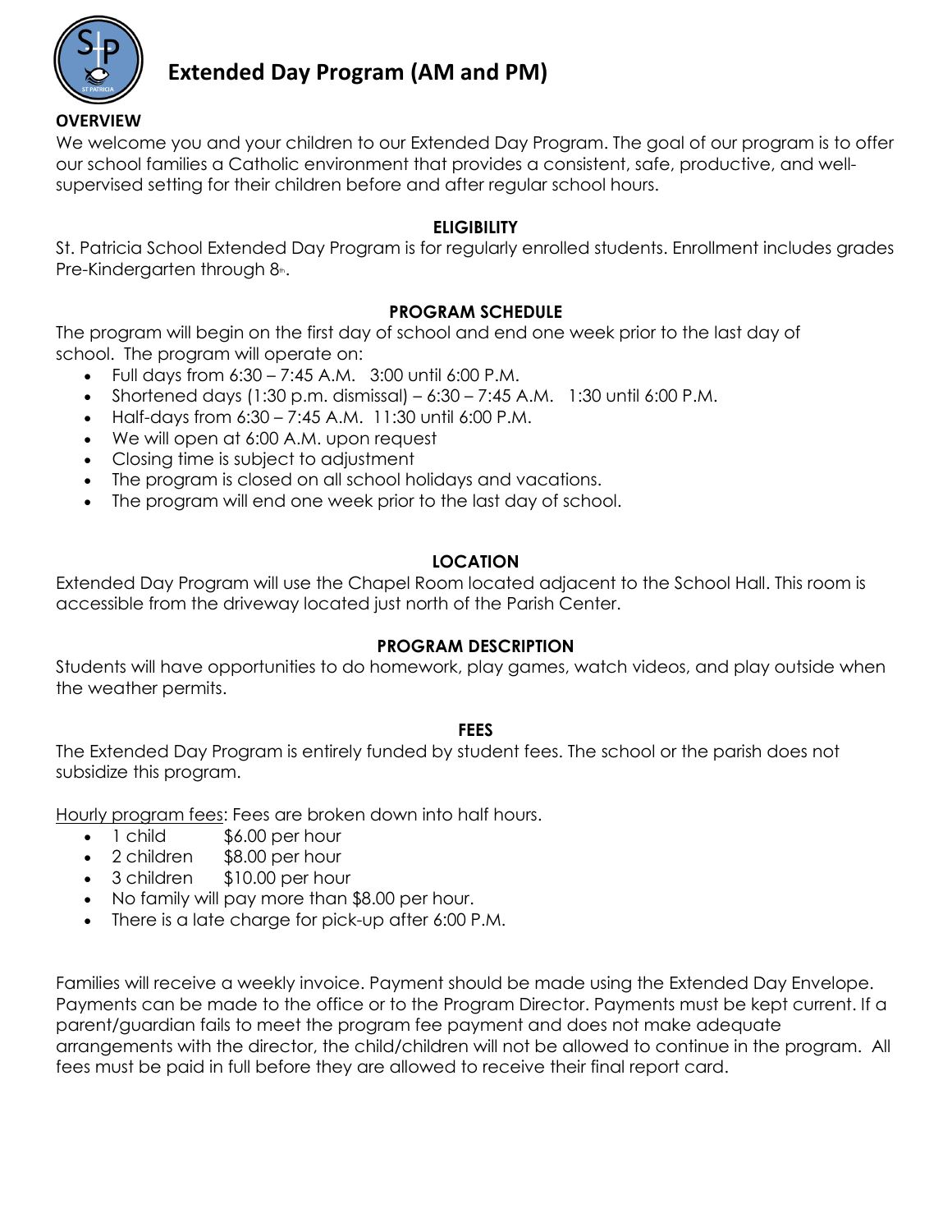# Extended Day Program (AM and PM)

**OVERVIEW**

We welcome you and your children to our Extended Day Program. The goal of our program is to offer our school families a Catholic environment that provides a consistent, safe, productive, and well-supervised setting for their children before and after regular school hours.

**ELIGIBILITY**

St. Patricia School Extended Day Program is for regularly enrolled students. Enrollment includes grades Pre-Kindergarten through 8th.

**PROGRAM SCHEDULE**

The program will begin on the first day of school and end one week prior to the last day of school. The program will operate on:

- Full days from 6:30 – 7:45 A.M. 3:00 until 6:00 P.M.
- Shortened days (1:30 p.m. dismissal) – 6:30 – 7:45 A.M. 1:30 until 6:00 P.M.
- Half-days from 6:30 – 7:45 A.M. 11:30 until 6:00 P.M.
- We will open at 6:00 A.M. upon request
- Closing time is subject to adjustment
- The program is closed on all school holidays and vacations.
- The program will end one week prior to the last day of school.

**LOCATION**

Extended Day Program will use the Chapel Room located adjacent to the School Hall. This room is accessible from the driveway located just north of the Parish Center.

**PROGRAM DESCRIPTION**

Students will have opportunities to do homework, play games, watch videos, and play outside when the weather permits.

**FEES**

The Extended Day Program is entirely funded by student fees. The school or the parish does not subsidize this program.

Hourly program fees: Fees are broken down into half hours.

- 1 child $6.00 per hour
- 2 children $8.00 per hour
- 3 children $10.00 per hour
- No family will pay more than $8.00 per hour.
- There is a late charge for pick-up after 6:00 P.M.

Families will receive a weekly invoice. Payment should be made using the Extended Day Envelope. Payments can be made to the office or to the Program Director. Payments must be kept current. If a parent/guardian fails to meet the program fee payment and does not make adequate arrangements with the director, the child/children will not be allowed to continue in the program. All fees must be paid in full before they are allowed to receive their final report card.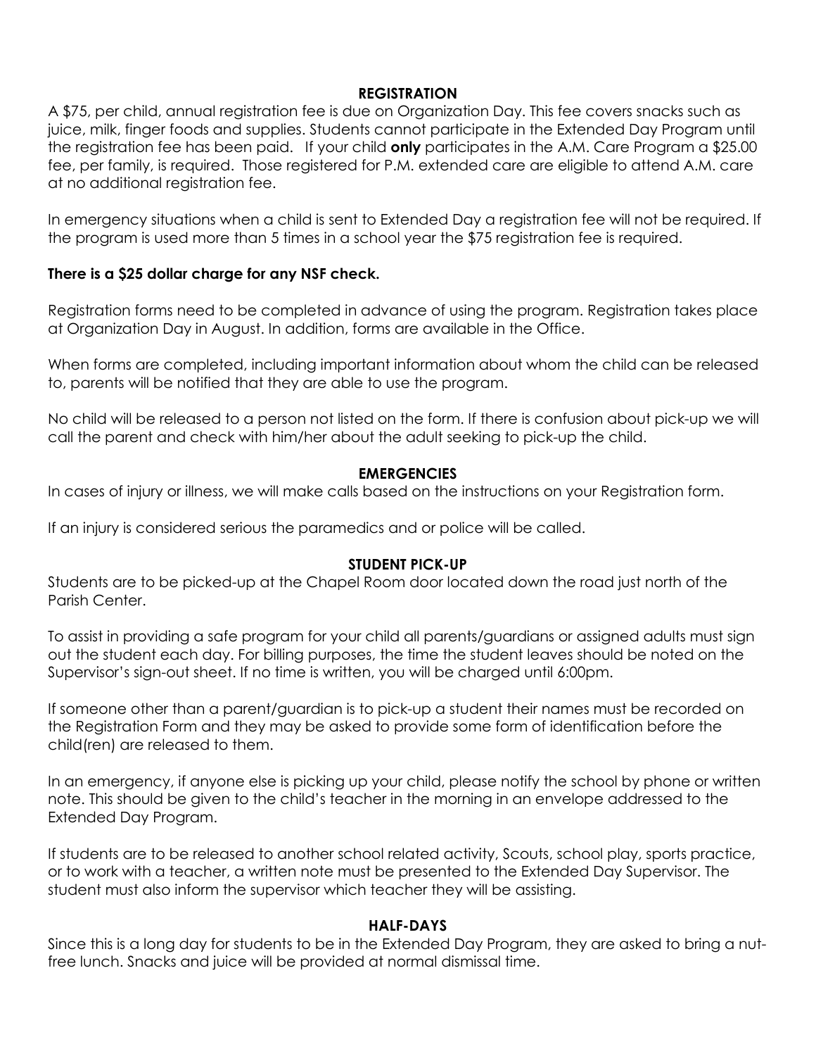## REGISTRATION

A $75, per child, annual registration fee is due on Organization Day. This fee covers snacks such as juice, milk, finger foods and supplies. Students cannot participate in the Extended Day Program until the registration fee has been paid. If your child **only** participates in the A.M. Care Program a $25.00 fee, per family, is required. Those registered for P.M. extended care are eligible to attend A.M. care at no additional registration fee.

In emergency situations when a child is sent to Extended Day a registration fee will not be required. If the program is used more than 5 times in a school year the $75 registration fee is required.

**There is a $25 dollar charge for any NSF check.**

Registration forms need to be completed in advance of using the program. Registration takes place at Organization Day in August. In addition, forms are available in the Office.

When forms are completed, including important information about whom the child can be released to, parents will be notified that they are able to use the program.

No child will be released to a person not listed on the form. If there is confusion about pick-up we will call the parent and check with him/her about the adult seeking to pick-up the child.

## EMERGENCIES

In cases of injury or illness, we will make calls based on the instructions on your Registration form.

If an injury is considered serious the paramedics and or police will be called.

## STUDENT PICK-UP

Students are to be picked-up at the Chapel Room door located down the road just north of the Parish Center.

To assist in providing a safe program for your child all parents/guardians or assigned adults must sign out the student each day. For billing purposes, the time the student leaves should be noted on the Supervisor's sign-out sheet. If no time is written, you will be charged until 6:00pm.

If someone other than a parent/guardian is to pick-up a student their names must be recorded on the Registration Form and they may be asked to provide some form of identification before the child(ren) are released to them.

In an emergency, if anyone else is picking up your child, please notify the school by phone or written note. This should be given to the child's teacher in the morning in an envelope addressed to the Extended Day Program.

If students are to be released to another school related activity, Scouts, school play, sports practice, or to work with a teacher, a written note must be presented to the Extended Day Supervisor. The student must also inform the supervisor which teacher they will be assisting.

## HALF-DAYS

Since this is a long day for students to be in the Extended Day Program, they are asked to bring a nut-free lunch. Snacks and juice will be provided at normal dismissal time.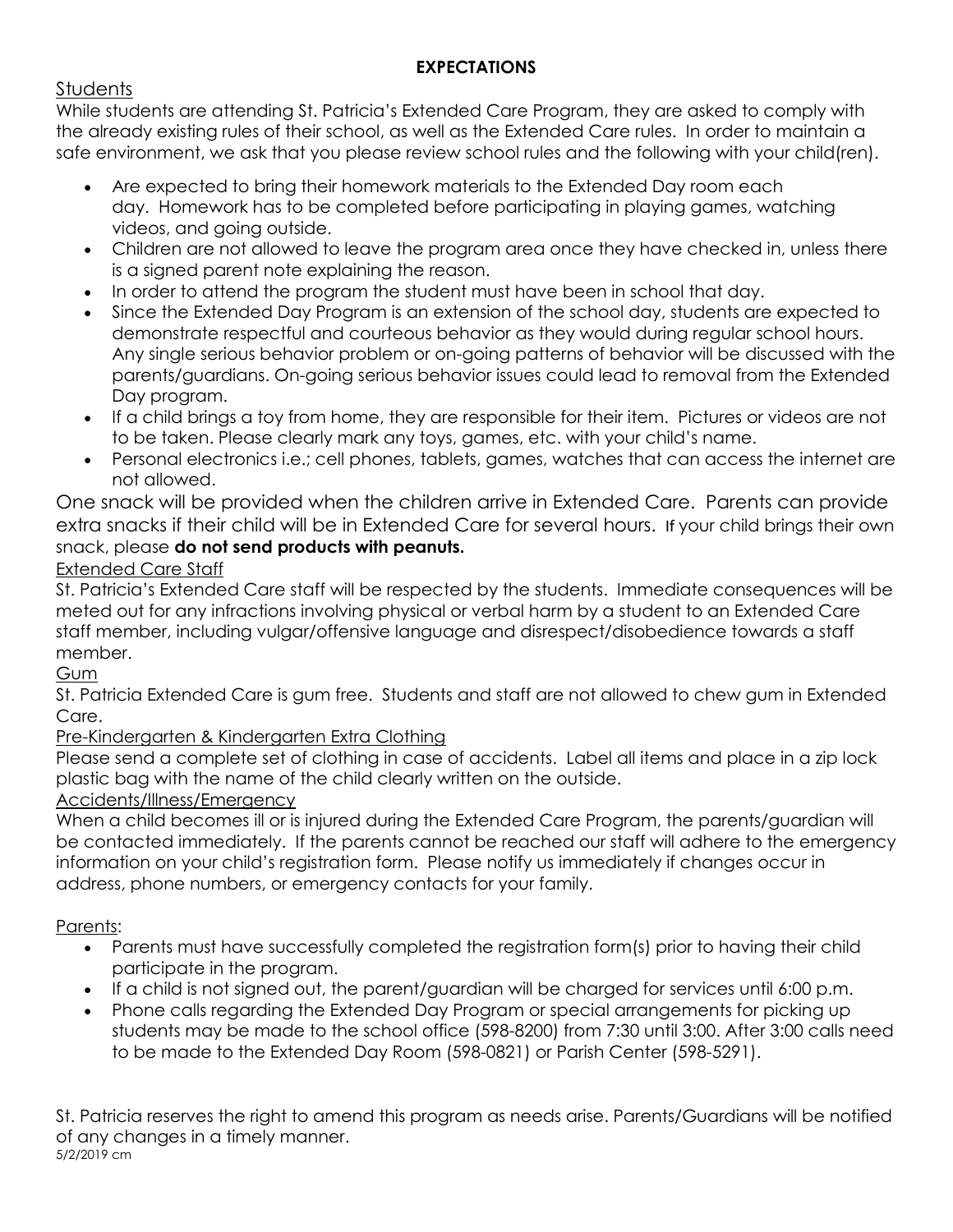# EXPECTATIONS

## Students

While students are attending St. Patricia's Extended Care Program, they are asked to comply with the already existing rules of their school, as well as the Extended Care rules. In order to maintain a safe environment, we ask that you please review school rules and the following with your child(ren).

- Are expected to bring their homework materials to the Extended Day room each day. Homework has to be completed before participating in playing games, watching videos, and going outside.
- Children are not allowed to leave the program area once they have checked in, unless there is a signed parent note explaining the reason.
- In order to attend the program the student must have been in school that day.
- Since the Extended Day Program is an extension of the school day, students are expected to demonstrate respectful and courteous behavior as they would during regular school hours. Any single serious behavior problem or on-going patterns of behavior will be discussed with the parents/guardians. On-going serious behavior issues could lead to removal from the Extended Day program.
- If a child brings a toy from home, they are responsible for their item. Pictures or videos are not to be taken. Please clearly mark any toys, games, etc. with your child's name.
- Personal electronics i.e.; cell phones, tablets, games, watches that can access the internet are not allowed.

One snack will be provided when the children arrive in Extended Care. Parents can provide extra snacks if their child will be in Extended Care for several hours. If your child brings their own snack, please **do not send products with peanuts.**

## Extended Care Staff

St. Patricia's Extended Care staff will be respected by the students. Immediate consequences will be meted out for any infractions involving physical or verbal harm by a student to an Extended Care staff member, including vulgar/offensive language and disrespect/disobedience towards a staff member.

## Gum

St. Patricia Extended Care is gum free. Students and staff are not allowed to chew gum in Extended Care.

## Pre-Kindergarten & Kindergarten Extra Clothing

Please send a complete set of clothing in case of accidents. Label all items and place in a zip lock plastic bag with the name of the child clearly written on the outside.

## Accidents/Illness/Emergency

When a child becomes ill or is injured during the Extended Care Program, the parents/guardian will be contacted immediately. If the parents cannot be reached our staff will adhere to the emergency information on your child's registration form. Please notify us immediately if changes occur in address, phone numbers, or emergency contacts for your family.

## Parents:

- Parents must have successfully completed the registration form(s) prior to having their child participate in the program.
- If a child is not signed out, the parent/guardian will be charged for services until 6:00 p.m.
- Phone calls regarding the Extended Day Program or special arrangements for picking up students may be made to the school office (598-8200) from 7:30 until 3:00. After 3:00 calls need to be made to the Extended Day Room (598-0821) or Parish Center (598-5291).

St. Patricia reserves the right to amend this program as needs arise. Parents/Guardians will be notified of any changes in a timely manner.

5/2/2019 cm